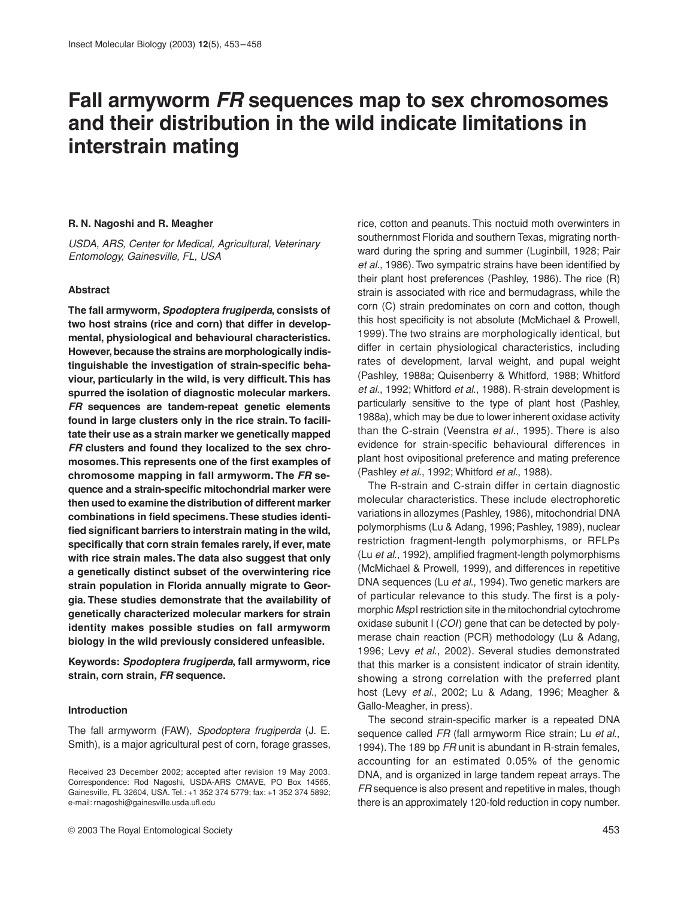# Fall armyworm *FR* sequences map to sex chromosomes and their distribution in the wild indicate limitations in interstrain mating

**R. N. Nagoshi and R. Meagher**

*USDA, ARS, Center for Medical, Agricultural, Veterinary Entomology, Gainesville, FL, USA*

## Abstract

**The fall armyworm, *Spodoptera frugiperda*, consists of two host strains (rice and corn) that differ in developmental, physiological and behavioural characteristics. However, because the strains are morphologically indistinguishable the investigation of strain-specific behaviour, particularly in the wild, is very difficult. This has spurred the isolation of diagnostic molecular markers. *FR* sequences are tandem-repeat genetic elements found in large clusters only in the rice strain. To facilitate their use as a strain marker we genetically mapped *FR* clusters and found they localized to the sex chromosomes. This represents one of the first examples of chromosome mapping in fall armyworm. The *FR* sequence and a strain-specific mitochondrial marker were then used to examine the distribution of different marker combinations in field specimens. These studies identified significant barriers to interstrain mating in the wild, specifically that corn strain females rarely, if ever, mate with rice strain males. The data also suggest that only a genetically distinct subset of the overwintering rice strain population in Florida annually migrate to Georgia. These studies demonstrate that the availability of genetically characterized molecular markers for strain identity makes possible studies on fall armyworm biology in the wild previously considered unfeasible.**

**Keywords: *Spodoptera frugiperda*, fall armyworm, rice strain, corn strain, *FR* sequence.**

## Introduction

The fall armyworm (FAW), *Spodoptera frugiperda* (J. E. Smith), is a major agricultural pest of corn, forage grasses, rice, cotton and peanuts. This noctuid moth overwinters in southernmost Florida and southern Texas, migrating northward during the spring and summer (Luginbill, 1928; Pair *et al*., 1986). Two sympatric strains have been identified by their plant host preferences (Pashley, 1986). The rice (R) strain is associated with rice and bermudagrass, while the corn (C) strain predominates on corn and cotton, though this host specificity is not absolute (McMichael & Prowell, 1999). The two strains are morphologically identical, but differ in certain physiological characteristics, including rates of development, larval weight, and pupal weight (Pashley, 1988a; Quisenberry & Whitford, 1988; Whitford *et al*., 1992; Whitford *et al*., 1988). R-strain development is particularly sensitive to the type of plant host (Pashley, 1988a), which may be due to lower inherent oxidase activity than the C-strain (Veenstra *et al*., 1995). There is also evidence for strain-specific behavioural differences in plant host ovipositional preference and mating preference (Pashley *et al*., 1992; Whitford *et al*., 1988).

The R-strain and C-strain differ in certain diagnostic molecular characteristics. These include electrophoretic variations in allozymes (Pashley, 1986), mitochondrial DNA polymorphisms (Lu & Adang, 1996; Pashley, 1989), nuclear restriction fragment-length polymorphisms, or RFLPs (Lu *et al*., 1992), amplified fragment-length polymorphisms (McMichael & Prowell, 1999), and differences in repetitive DNA sequences (Lu *et al*., 1994). Two genetic markers are of particular relevance to this study. The first is a polymorphic *Msp*I restriction site in the mitochondrial cytochrome oxidase subunit I (*COI*) gene that can be detected by polymerase chain reaction (PCR) methodology (Lu & Adang, 1996; Levy *et al*., 2002). Several studies demonstrated that this marker is a consistent indicator of strain identity, showing a strong correlation with the preferred plant host (Levy *et al*., 2002; Lu & Adang, 1996; Meagher & Gallo-Meagher, in press).

The second strain-specific marker is a repeated DNA sequence called *FR* (fall armyworm Rice strain; Lu *et al*., 1994). The 189 bp *FR* unit is abundant in R-strain females, accounting for an estimated 0.05% of the genomic DNA, and is organized in large tandem repeat arrays. The *FR* sequence is also present and repetitive in males, though there is an approximately 120-fold reduction in copy number.

Received 23 December 2002; accepted after revision 19 May 2003. Correspondence: Rod Nagoshi, USDA-ARS CMAVE, PO Box 14565, Gainesville, FL 32604, USA. Tel.: +1 352 374 5779; fax: +1 352 374 5892; e-mail: rnagoshi@gainesville.usda.ufl.edu

© 2003 The Royal Entomological Society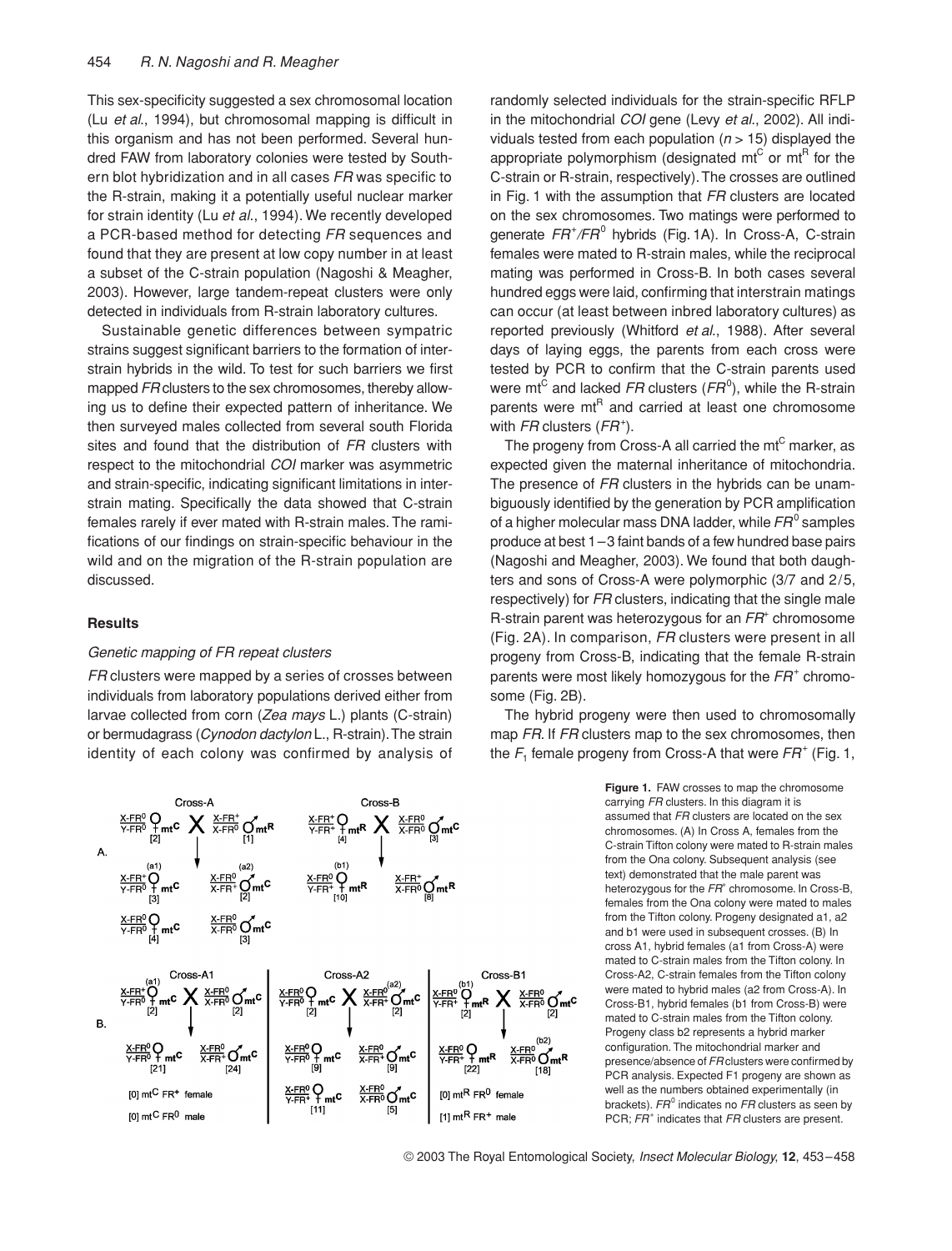This sex-specificity suggested a sex chromosomal location (Lu *et al.*, 1994), but chromosomal mapping is difficult in this organism and has not been performed. Several hundred FAW from laboratory colonies were tested by Southern blot hybridization and in all cases *FR* was specific to the R-strain, making it a potentially useful nuclear marker for strain identity (Lu *et al.*, 1994). We recently developed a PCR-based method for detecting *FR* sequences and found that they are present at low copy number in at least a subset of the C-strain population (Nagoshi & Meagher, 2003). However, large tandem-repeat clusters were only detected in individuals from R-strain laboratory cultures.

Sustainable genetic differences between sympatric strains suggest significant barriers to the formation of interstrain hybrids in the wild. To test for such barriers we first mapped *FR* clusters to the sex chromosomes, thereby allowing us to define their expected pattern of inheritance. We then surveyed males collected from several south Florida sites and found that the distribution of *FR* clusters with respect to the mitochondrial *COI* marker was asymmetric and strain-specific, indicating significant limitations in interstrain mating. Specifically the data showed that C-strain females rarely if ever mated with R-strain males. The ramifications of our findings on strain-specific behaviour in the wild and on the migration of the R-strain population are discussed.

## Results

### Genetic mapping of FR repeat clusters

*FR* clusters were mapped by a series of crosses between individuals from laboratory populations derived either from larvae collected from corn (*Zea mays* L.) plants (C-strain) or bermudagrass (*Cynodon dactylon* L., R-strain). The strain identity of each colony was confirmed by analysis of randomly selected individuals for the strain-specific RFLP in the mitochondrial *COI* gene (Levy *et al.*, 2002). All individuals tested from each population ($n > 15$) displayed the appropriate polymorphism (designated $mt^C$ or $mt^R$ for the C-strain or R-strain, respectively). The crosses are outlined in Fig. 1 with the assumption that *FR* clusters are located on the sex chromosomes. Two matings were performed to generate $FR^+/FR^0$ hybrids (Fig. 1A). In Cross-A, C-strain females were mated to R-strain males, while the reciprocal mating was performed in Cross-B. In both cases several hundred eggs were laid, confirming that interstrain matings can occur (at least between inbred laboratory cultures) as reported previously (Whitford *et al.*, 1988). After several days of laying eggs, the parents from each cross were tested by PCR to confirm that the C-strain parents used were $mt^C$ and lacked *FR* clusters ($FR^0$), while the R-strain parents were $mt^R$ and carried at least one chromosome with *FR* clusters ($FR^+$).

The progeny from Cross-A all carried the $mt^C$ marker, as expected given the maternal inheritance of mitochondria. The presence of *FR* clusters in the hybrids can be unambiguously identified by the generation by PCR amplification of a higher molecular mass DNA ladder, while $FR^0$ samples produce at best 1–3 faint bands of a few hundred base pairs (Nagoshi and Meagher, 2003). We found that both daughters and sons of Cross-A were polymorphic (3/7 and 2/5, respectively) for *FR* clusters, indicating that the single male R-strain parent was heterozygous for an $FR^+$ chromosome (Fig. 2A). In comparison, *FR* clusters were present in all progeny from Cross-B, indicating that the female R-strain parents were most likely homozygous for the $FR^+$ chromosome (Fig. 2B).

The hybrid progeny were then used to chromosomally map *FR*. If *FR* clusters map to the sex chromosomes, then the $F_1$ female progeny from Cross-A that were $FR^+$ (Fig. 1,

**Figure 1.** FAW crosses to map the chromosome carrying *FR* clusters. In this diagram it is assumed that *FR* clusters are located on the sex chromosomes. (A) In Cross A, females from the C-strain Tifton colony were mated to R-strain males from the Ona colony. Subsequent analysis (see text) demonstrated that the male parent was heterozygous for the $FR^+$ chromosome. In Cross-B, females from the Ona colony were mated to males from the Tifton colony. Progeny designated a1, a2 and b1 were used in subsequent crosses. (B) In cross A1, hybrid females (a1 from Cross-A) were mated to C-strain males from the Tifton colony. In Cross-A2, C-strain females from the Tifton colony were mated to hybrid males (a2 from Cross-A). In Cross-B1, hybrid females (b1 from Cross-B) were mated to C-strain males from the Tifton colony. Progeny class b2 represents a hybrid marker configuration. The mitochondrial marker and presence/absence of *FR* clusters were confirmed by PCR analysis. Expected F1 progeny are shown as well as the numbers obtained experimentally (in brackets). $FR^0$ indicates no *FR* clusters as seen by PCR; $FR^+$ indicates that *FR* clusters are present.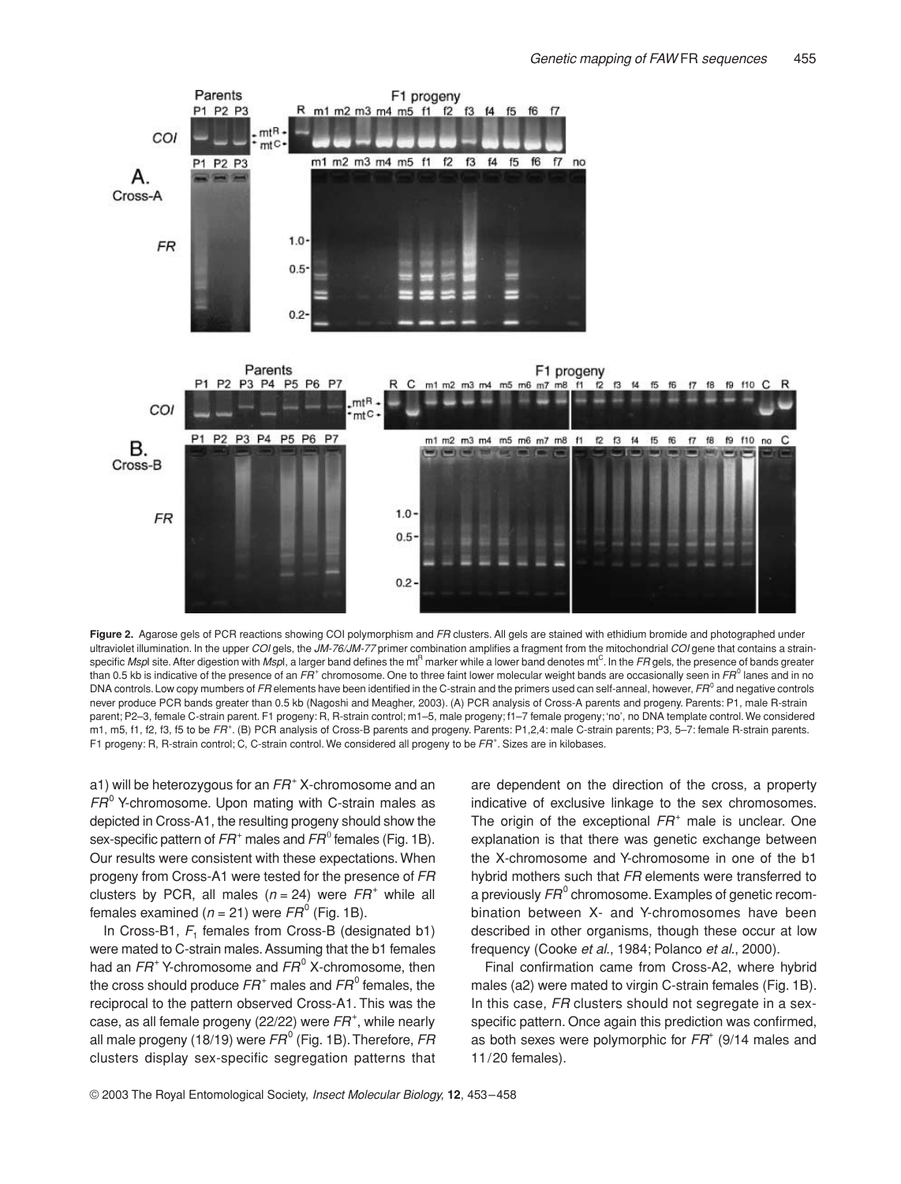**Figure 2.** Agarose gels of PCR reactions showing COI polymorphism and *FR* clusters. All gels are stained with ethidium bromide and photographed under ultraviolet illumination. In the upper *COI* gels, the *JM-76/JM-77* primer combination amplifies a fragment from the mitochondrial *COI* gene that contains a strain-specific *Msp*I site. After digestion with *Msp*I, a larger band defines the mt$^R$ marker while a lower band denotes mt$^C$. In the *FR* gels, the presence of bands greater than 0.5 kb is indicative of the presence of an $FR^+$ chromosome. One to three faint lower molecular weight bands are occasionally seen in $FR^0$ lanes and in no DNA controls. Low copy numbers of *FR* elements have been identified in the C-strain and the primers used can self-anneal, however, $FR^0$ and negative controls never produce PCR bands greater than 0.5 kb (Nagoshi and Meagher, 2003). (A) PCR analysis of Cross-A parents and progeny. Parents: P1, male R-strain parent; P2–3, female C-strain parent. F1 progeny: R, R-strain control; m1–5, male progeny; f1–7 female progeny; 'no', no DNA template control. We considered m1, m5, f1, f2, f3, f5 to be $FR^+$. (B) PCR analysis of Cross-B parents and progeny. Parents: P1,2,4: male C-strain parents; P3, 5–7: female R-strain parents. F1 progeny: R, R-strain control; C, C-strain control. We considered all progeny to be $FR^+$. Sizes are in kilobases.

a1) will be heterozygous for an $FR^+$ X-chromosome and an $FR^0$ Y-chromosome. Upon mating with C-strain males as depicted in Cross-A1, the resulting progeny should show the sex-specific pattern of $FR^+$ males and $FR^0$ females (Fig. 1B). Our results were consistent with these expectations. When progeny from Cross-A1 were tested for the presence of *FR* clusters by PCR, all males ($n = 24$) were $FR^+$ while all females examined ($n = 21$) were $FR^0$ (Fig. 1B).

In Cross-B1, $F_1$ females from Cross-B (designated b1) were mated to C-strain males. Assuming that the b1 females had an $FR^+$ Y-chromosome and $FR^0$ X-chromosome, then the cross should produce $FR^+$ males and $FR^0$ females, the reciprocal to the pattern observed Cross-A1. This was the case, as all female progeny (22/22) were $FR^+$, while nearly all male progeny (18/19) were $FR^0$ (Fig. 1B). Therefore, *FR* clusters display sex-specific segregation patterns that are dependent on the direction of the cross, a property indicative of exclusive linkage to the sex chromosomes. The origin of the exceptional $FR^+$ male is unclear. One explanation is that there was genetic exchange between the X-chromosome and Y-chromosome in one of the b1 hybrid mothers such that *FR* elements were transferred to a previously $FR^0$ chromosome. Examples of genetic recombination between X- and Y-chromosomes have been described in other organisms, though these occur at low frequency (Cooke *et al*., 1984; Polanco *et al*., 2000).

Final confirmation came from Cross-A2, where hybrid males (a2) were mated to virgin C-strain females (Fig. 1B). In this case, *FR* clusters should not segregate in a sex-specific pattern. Once again this prediction was confirmed, as both sexes were polymorphic for $FR^+$ (9/14 males and 11/20 females).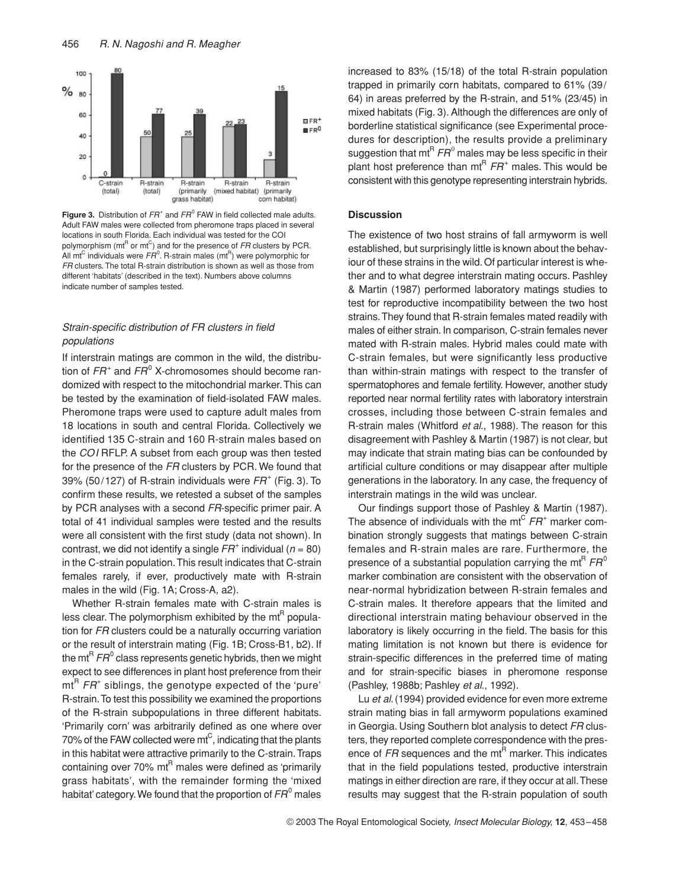**Figure 3.** Distribution of $FR^+$ and $FR^0$ FAW in field collected male adults. Adult FAW males were collected from pheromone traps placed in several locations in south Florida. Each individual was tested for the COI polymorphism ($mt^R$ or $mt^C$) and for the presence of *FR* clusters by PCR. All $mt^C$ individuals were $FR^0$. R-strain males ($mt^R$) were polymorphic for *FR* clusters. The total R-strain distribution is shown as well as those from different 'habitats' (described in the text). Numbers above columns indicate number of samples tested.

### *Strain-specific distribution of FR clusters in field populations*

If interstrain matings are common in the wild, the distribution of $FR^+$ and $FR^0$ X-chromosomes should become randomized with respect to the mitochondrial marker. This can be tested by the examination of field-isolated FAW males. Pheromone traps were used to capture adult males from 18 locations in south and central Florida. Collectively we identified 135 C-strain and 160 R-strain males based on the *COI* RFLP. A subset from each group was then tested for the presence of the *FR* clusters by PCR. We found that 39% (50/127) of R-strain individuals were $FR^+$ (Fig. 3). To confirm these results, we retested a subset of the samples by PCR analyses with a second *FR*-specific primer pair. A total of 41 individual samples were tested and the results were all consistent with the first study (data not shown). In contrast, we did not identify a single $FR^+$ individual ($n = 80$) in the C-strain population. This result indicates that C-strain females rarely, if ever, productively mate with R-strain males in the wild (Fig. 1A; Cross-A, a2).

Whether R-strain females mate with C-strain males is less clear. The polymorphism exhibited by the $mt^R$ population for *FR* clusters could be a naturally occurring variation or the result of interstrain mating (Fig. 1B; Cross-B1, b2). If the $mt^R$ $FR^0$ class represents genetic hybrids, then we might expect to see differences in plant host preference from their $mt^R$ $FR^+$ siblings, the genotype expected of the 'pure' R-strain. To test this possibility we examined the proportions of the R-strain subpopulations in three different habitats. 'Primarily corn' was arbitrarily defined as one where over 70% of the FAW collected were $mt^C$, indicating that the plants in this habitat were attractive primarily to the C-strain. Traps containing over 70% $mt^R$ males were defined as 'primarily grass habitats', with the remainder forming the 'mixed habitat' category. We found that the proportion of $FR^0$ males increased to 83% (15/18) of the total R-strain population trapped in primarily corn habitats, compared to 61% (39/64) in areas preferred by the R-strain, and 51% (23/45) in mixed habitats (Fig. 3). Although the differences are only of borderline statistical significance (see Experimental procedures for description), the results provide a preliminary suggestion that $mt^R$ $FR^0$ males may be less specific in their plant host preference than $mt^R$ $FR^+$ males. This would be consistent with this genotype representing interstrain hybrids.

## Discussion

The existence of two host strains of fall armyworm is well established, but surprisingly little is known about the behaviour of these strains in the wild. Of particular interest is whether and to what degree interstrain mating occurs. Pashley & Martin (1987) performed laboratory matings studies to test for reproductive incompatibility between the two host strains. They found that R-strain females mated readily with males of either strain. In comparison, C-strain females never mated with R-strain males. Hybrid males could mate with C-strain females, but were significantly less productive than within-strain matings with respect to the transfer of spermatophores and female fertility. However, another study reported near normal fertility rates with laboratory interstrain crosses, including those between C-strain females and R-strain males (Whitford *et al*., 1988). The reason for this disagreement with Pashley & Martin (1987) is not clear, but may indicate that strain mating bias can be confounded by artificial culture conditions or may disappear after multiple generations in the laboratory. In any case, the frequency of interstrain matings in the wild was unclear.

Our findings support those of Pashley & Martin (1987). The absence of individuals with the $mt^C$ $FR^+$ marker combination strongly suggests that matings between C-strain females and R-strain males are rare. Furthermore, the presence of a substantial population carrying the $mt^R$ $FR^0$ marker combination are consistent with the observation of near-normal hybridization between R-strain females and C-strain males. It therefore appears that the limited and directional interstrain mating behaviour observed in the laboratory is likely occurring in the field. The basis for this mating limitation is not known but there is evidence for strain-specific differences in the preferred time of mating and for strain-specific biases in pheromone response (Pashley, 1988b; Pashley *et al*., 1992).

Lu *et al*. (1994) provided evidence for even more extreme strain mating bias in fall armyworm populations examined in Georgia. Using Southern blot analysis to detect *FR* clusters, they reported complete correspondence with the presence of *FR* sequences and the $mt^R$ marker. This indicates that in the field populations tested, productive interstrain matings in either direction are rare, if they occur at all. These results may suggest that the R-strain population of south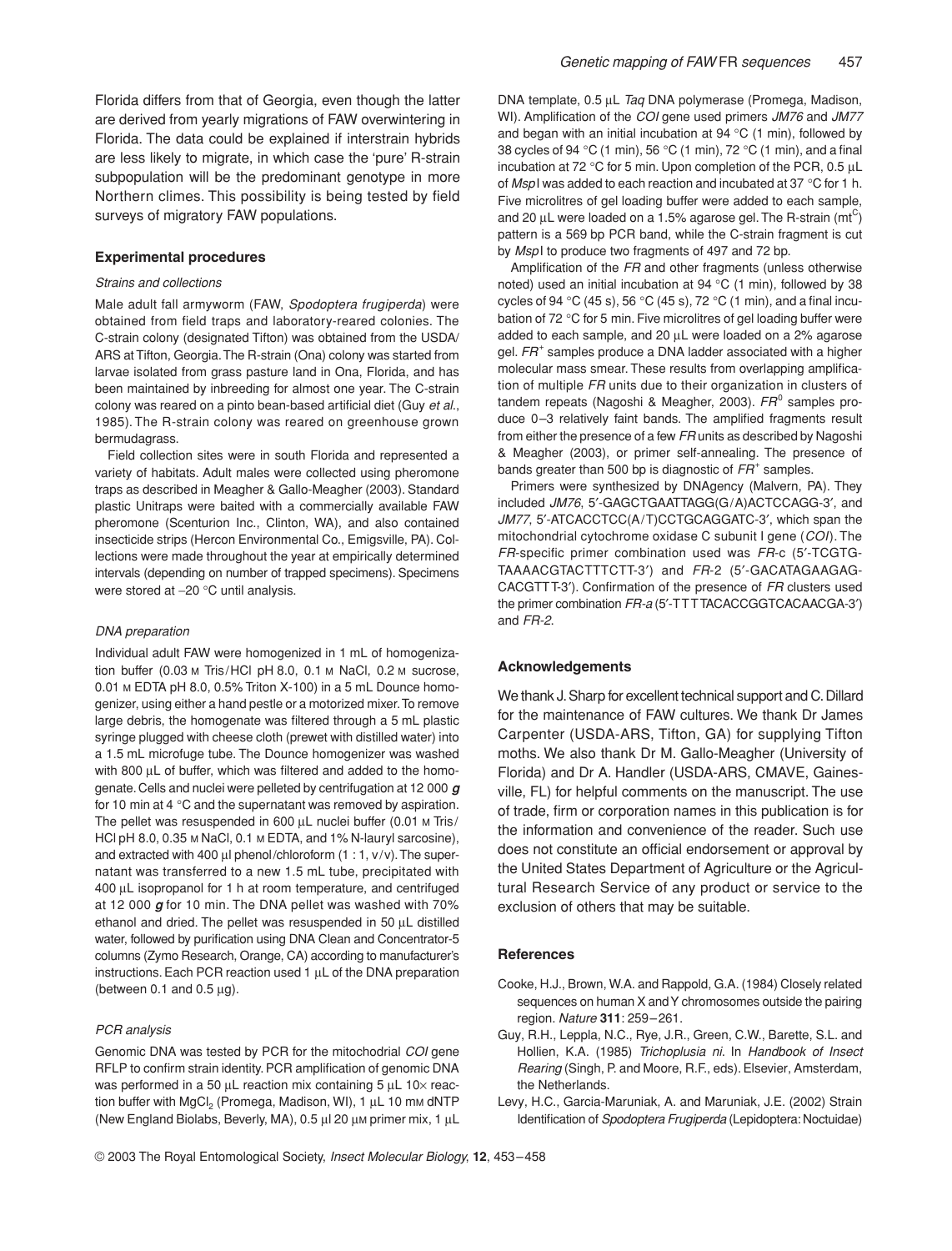Florida differs from that of Georgia, even though the latter are derived from yearly migrations of FAW overwintering in Florida. The data could be explained if interstrain hybrids are less likely to migrate, in which case the 'pure' R-strain subpopulation will be the predominant genotype in more Northern climes. This possibility is being tested by field surveys of migratory FAW populations.

## Experimental procedures

### *Strains and collections*

Male adult fall armyworm (FAW, *Spodoptera frugiperda*) were obtained from field traps and laboratory-reared colonies. The C-strain colony (designated Tifton) was obtained from the USDA/ARS at Tifton, Georgia. The R-strain (Ona) colony was started from larvae isolated from grass pasture land in Ona, Florida, and has been maintained by inbreeding for almost one year. The C-strain colony was reared on a pinto bean-based artificial diet (Guy *et al*., 1985). The R-strain colony was reared on greenhouse grown bermudagrass.

Field collection sites were in south Florida and represented a variety of habitats. Adult males were collected using pheromone traps as described in Meagher & Gallo-Meagher (2003). Standard plastic Unitraps were baited with a commercially available FAW pheromone (Scenturion Inc., Clinton, WA), and also contained insecticide strips (Hercon Environmental Co., Emigsville, PA). Collections were made throughout the year at empirically determined intervals (depending on number of trapped specimens). Specimens were stored at −20 °C until analysis.

### *DNA preparation*

Individual adult FAW were homogenized in 1 mL of homogenization buffer (0.03 M Tris/HCl pH 8.0, 0.1 M NaCl, 0.2 M sucrose, 0.01 M EDTA pH 8.0, 0.5% Triton X-100) in a 5 mL Dounce homogenizer, using either a hand pestle or a motorized mixer. To remove large debris, the homogenate was filtered through a 5 mL plastic syringe plugged with cheese cloth (prewet with distilled water) into a 1.5 mL microfuge tube. The Dounce homogenizer was washed with 800 μL of buffer, which was filtered and added to the homogenate. Cells and nuclei were pelleted by centrifugation at 12 000 ***g*** for 10 min at 4 °C and the supernatant was removed by aspiration. The pellet was resuspended in 600 μL nuclei buffer (0.01 M Tris/HCl pH 8.0, 0.35 M NaCl, 0.1 M EDTA, and 1% N-lauryl sarcosine), and extracted with 400 μl phenol/chloroform (1 : 1, v/v). The supernatant was transferred to a new 1.5 mL tube, precipitated with 400 μL isopropanol for 1 h at room temperature, and centrifuged at 12 000 ***g*** for 10 min. The DNA pellet was washed with 70% ethanol and dried. The pellet was resuspended in 50 μL distilled water, followed by purification using DNA Clean and Concentrator-5 columns (Zymo Research, Orange, CA) according to manufacturer's instructions. Each PCR reaction used 1 μL of the DNA preparation (between 0.1 and 0.5 μg).

### *PCR analysis*

Genomic DNA was tested by PCR for the mitochondrial *COI* gene RFLP to confirm strain identity. PCR amplification of genomic DNA was performed in a 50 μL reaction mix containing 5 μL 10× reaction buffer with $MgCl_2$ (Promega, Madison, WI), 1 μL 10 mM dNTP (New England Biolabs, Beverly, MA), 0.5 μl 20 μM primer mix, 1 μL DNA template, 0.5 μL *Taq* DNA polymerase (Promega, Madison, WI). Amplification of the *COI* gene used primers *JM76* and *JM77* and began with an initial incubation at 94 °C (1 min), followed by 38 cycles of 94 °C (1 min), 56 °C (1 min), 72 °C (1 min), and a final incubation at 72 °C for 5 min. Upon completion of the PCR, 0.5 μL of *Msp*I was added to each reaction and incubated at 37 °C for 1 h. Five microlitres of gel loading buffer were added to each sample, and 20 μL were loaded on a 1.5% agarose gel. The R-strain ($mt^C$) pattern is a 569 bp PCR band, while the C-strain fragment is cut by *Msp*I to produce two fragments of 497 and 72 bp.

Amplification of the *FR* and other fragments (unless otherwise noted) used an initial incubation at 94 °C (1 min), followed by 38 cycles of 94 °C (45 s), 56 °C (45 s), 72 °C (1 min), and a final incubation of 72 °C for 5 min. Five microlitres of gel loading buffer were added to each sample, and 20 μL were loaded on a 2% agarose gel. $FR^+$ samples produce a DNA ladder associated with a higher molecular mass smear. These results from overlapping amplification of multiple *FR* units due to their organization in clusters of tandem repeats (Nagoshi & Meagher, 2003). $FR^0$ samples produce 0–3 relatively faint bands. The amplified fragments result from either the presence of a few *FR* units as described by Nagoshi & Meagher (2003), or primer self-annealing. The presence of bands greater than 500 bp is diagnostic of $FR^+$ samples.

Primers were synthesized by DNAgency (Malvern, PA). They included *JM76*, 5′-GAGCTGAATTAGG(G/A)ACTCCAGG-3′, and *JM77*, 5′-ATCACCTCC(A/T)CCTGCAGGATC-3′, which span the mitochondrial cytochrome oxidase C subunit I gene (*COI*). The *FR*-specific primer combination used was *FR*-c (5′-TCGTG-TAAAACGTACTTTCTT-3′) and *FR*-2 (5′-GACATAGAAGAG-CACGTTT-3′). Confirmation of the presence of *FR* clusters used the primer combination *FR-a* (5′-TTTTACACCGGTCACAACGA-3′) and *FR-2*.

## Acknowledgements

We thank J. Sharp for excellent technical support and C. Dillard for the maintenance of FAW cultures. We thank Dr James Carpenter (USDA-ARS, Tifton, GA) for supplying Tifton moths. We also thank Dr M. Gallo-Meagher (University of Florida) and Dr A. Handler (USDA-ARS, CMAVE, Gainesville, FL) for helpful comments on the manuscript. The use of trade, firm or corporation names in this publication is for the information and convenience of the reader. Such use does not constitute an official endorsement or approval by the United States Department of Agriculture or the Agricultural Research Service of any product or service to the exclusion of others that may be suitable.

## References

Cooke, H.J., Brown, W.A. and Rappold, G.A. (1984) Closely related sequences on human X and Y chromosomes outside the pairing region. *Nature* **311**: 259–261.

Guy, R.H., Leppla, N.C., Rye, J.R., Green, C.W., Barette, S.L. and Hollien, K.A. (1985) *Trichoplusia ni*. In *Handbook of Insect Rearing* (Singh, P. and Moore, R.F., eds). Elsevier, Amsterdam, the Netherlands.

Levy, H.C., Garcia-Maruniak, A. and Maruniak, J.E. (2002) Strain Identification of *Spodoptera Frugiperda* (Lepidoptera: Noctuidae)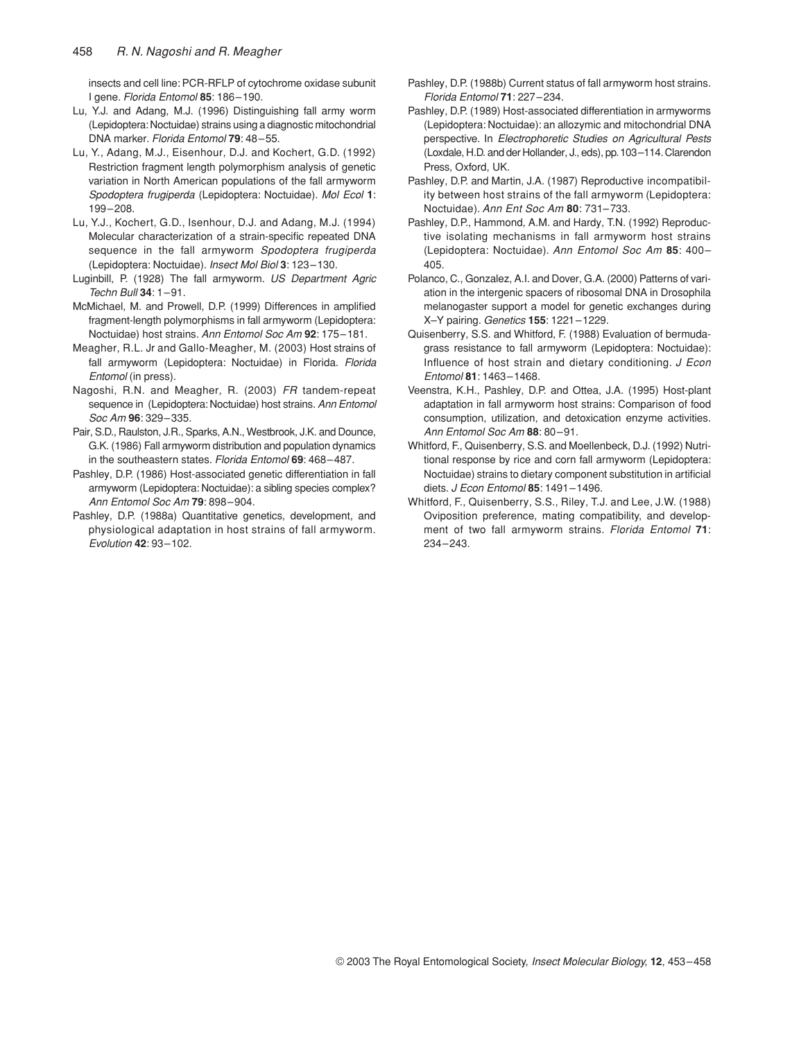insects and cell line: PCR-RFLP of cytochrome oxidase subunit I gene. *Florida Entomol* **85**: 186–190.

Lu, Y.J. and Adang, M.J. (1996) Distinguishing fall army worm (Lepidoptera: Noctuidae) strains using a diagnostic mitochondrial DNA marker. *Florida Entomol* **79**: 48–55.

Lu, Y., Adang, M.J., Eisenhour, D.J. and Kochert, G.D. (1992) Restriction fragment length polymorphism analysis of genetic variation in North American populations of the fall armyworm *Spodoptera frugiperda* (Lepidoptera: Noctuidae). *Mol Ecol* **1**: 199–208.

Lu, Y.J., Kochert, G.D., Isenhour, D.J. and Adang, M.J. (1994) Molecular characterization of a strain-specific repeated DNA sequence in the fall armyworm *Spodoptera frugiperda* (Lepidoptera: Noctuidae). *Insect Mol Biol* **3**: 123–130.

Luginbill, P. (1928) The fall armyworm. *US Department Agric Techn Bull* **34**: 1–91.

McMichael, M. and Prowell, D.P. (1999) Differences in amplified fragment-length polymorphisms in fall armyworm (Lepidoptera: Noctuidae) host strains. *Ann Entomol Soc Am* **92**: 175–181.

Meagher, R.L. Jr and Gallo-Meagher, M. (2003) Host strains of fall armyworm (Lepidoptera: Noctuidae) in Florida. *Florida Entomol* (in press).

Nagoshi, R.N. and Meagher, R. (2003) *FR* tandem-repeat sequence in (Lepidoptera: Noctuidae) host strains. *Ann Entomol Soc Am* **96**: 329–335.

Pair, S.D., Raulston, J.R., Sparks, A.N., Westbrook, J.K. and Dounce, G.K. (1986) Fall armyworm distribution and population dynamics in the southeastern states. *Florida Entomol* **69**: 468–487.

Pashley, D.P. (1986) Host-associated genetic differentiation in fall armyworm (Lepidoptera: Noctuidae): a sibling species complex? *Ann Entomol Soc Am* **79**: 898–904.

Pashley, D.P. (1988a) Quantitative genetics, development, and physiological adaptation in host strains of fall armyworm. *Evolution* **42**: 93–102.

Pashley, D.P. (1988b) Current status of fall armyworm host strains. *Florida Entomol* **71**: 227–234.

Pashley, D.P. (1989) Host-associated differentiation in armyworms (Lepidoptera: Noctuidae): an allozymic and mitochondrial DNA perspective. In *Electrophoretic Studies on Agricultural Pests* (Loxdale, H.D. and der Hollander, J., eds), pp. 103–114. Clarendon Press, Oxford, UK.

Pashley, D.P. and Martin, J.A. (1987) Reproductive incompatibility between host strains of the fall armyworm (Lepidoptera: Noctuidae). *Ann Ent Soc Am* **80**: 731–733.

Pashley, D.P., Hammond, A.M. and Hardy, T.N. (1992) Reproductive isolating mechanisms in fall armyworm host strains (Lepidoptera: Noctuidae). *Ann Entomol Soc Am* **85**: 400–405.

Polanco, C., Gonzalez, A.I. and Dover, G.A. (2000) Patterns of variation in the intergenic spacers of ribosomal DNA in Drosophila melanogaster support a model for genetic exchanges during X–Y pairing. *Genetics* **155**: 1221–1229.

Quisenberry, S.S. and Whitford, F. (1988) Evaluation of bermudagrass resistance to fall armyworm (Lepidoptera: Noctuidae): Influence of host strain and dietary conditioning. *J Econ Entomol* **81**: 1463–1468.

Veenstra, K.H., Pashley, D.P. and Ottea, J.A. (1995) Host-plant adaptation in fall armyworm host strains: Comparison of food consumption, utilization, and detoxication enzyme activities. *Ann Entomol Soc Am* **88**: 80–91.

Whitford, F., Quisenberry, S.S. and Moellenbeck, D.J. (1992) Nutritional response by rice and corn fall armyworm (Lepidoptera: Noctuidae) strains to dietary component substitution in artificial diets. *J Econ Entomol* **85**: 1491–1496.

Whitford, F., Quisenberry, S.S., Riley, T.J. and Lee, J.W. (1988) Oviposition preference, mating compatibility, and development of two fall armyworm strains. *Florida Entomol* **71**: 234–243.